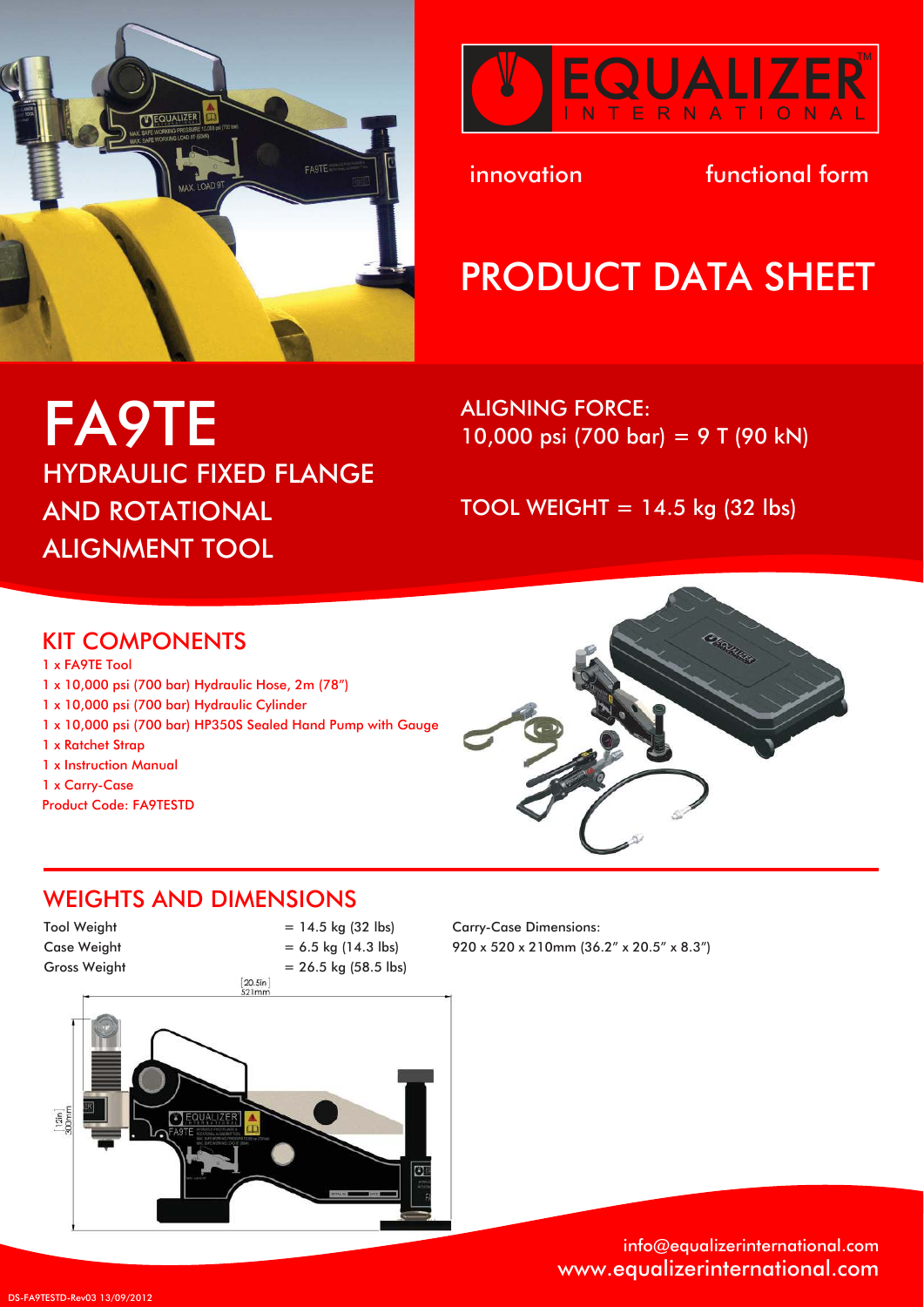EQUALIZER INTERNATIONAL

innovation functional form

# PRODUCT DATA SHEET

# FA9TE

## HYDRAULIC FIXED FLANGE AND ROTATIONAL ALIGNMENT TOOL

ALIGNING FORCE:
10,000 psi (700 bar) = 9 T (90 kN)

TOOL WEIGHT = 14.5 kg (32 lbs)

## KIT COMPONENTS

1 x FA9TE Tool
1 x 10,000 psi (700 bar) Hydraulic Hose, 2m (78")
1 x 10,000 psi (700 bar) Hydraulic Cylinder
1 x 10,000 psi (700 bar) HP350S Sealed Hand Pump with Gauge
1 x Ratchet Strap
1 x Instruction Manual
1 x Carry-Case
Product Code: FA9TESTD

## WEIGHTS AND DIMENSIONS

| | |
|---|---|
| Tool Weight | = 14.5 kg (32 lbs) |
| Case Weight | = 6.5 kg (14.3 lbs) |
| Gross Weight | = 26.5 kg (58.5 lbs) |

Carry-Case Dimensions:
920 x 520 x 210mm (36.2" x 20.5" x 8.3")

[20.5in] 521mm

[12in] 300mm

info@equalizerinternational.com
www.equalizerinternational.com

DS-FA9TESTD-Rev03 13/09/2012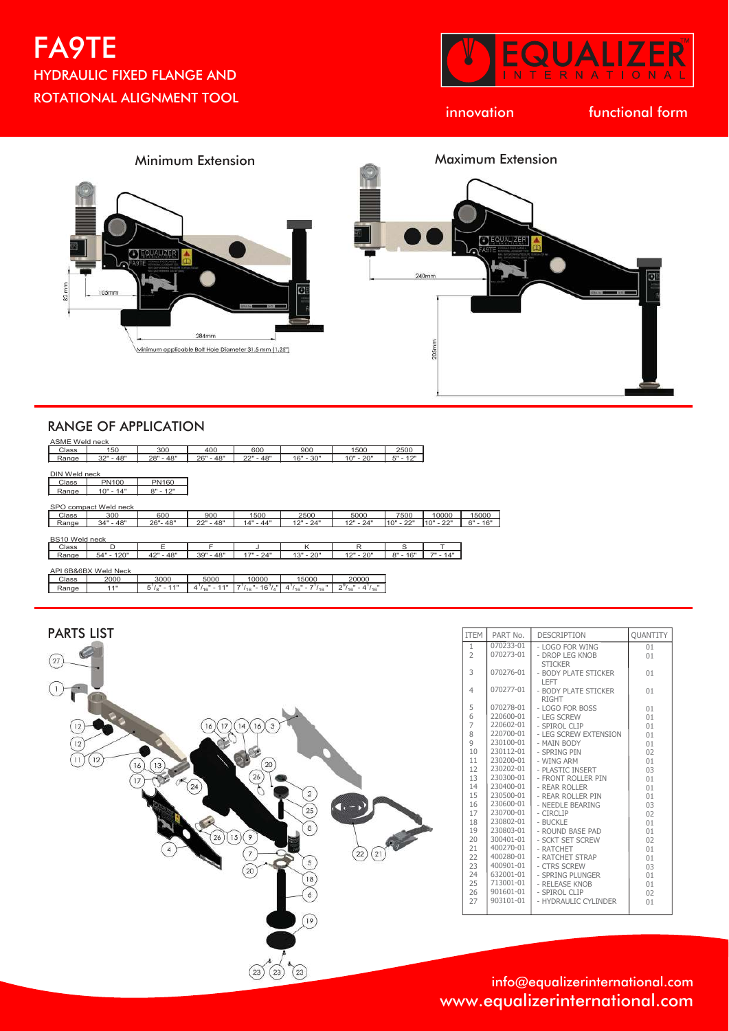# FA9TE

## HYDRAULIC FIXED FLANGE AND ROTATIONAL ALIGNMENT TOOL

EQUALIZER INTERNATIONAL

innovation functional form

Minimum Extension

82 mm
105mm
284mm
Minimum applicable Bolt Hole Diameter 31.5 mm (1.25")

Maximum Extension

240mm
205mm

## RANGE OF APPLICATION

ASME Weld neck

| Class | 150 | 300 | 400 | 600 | 900 | 1500 | 2500 |
|---|---|---|---|---|---|---|---|
| Range | 32" - 48" | 28" - 48" | 26" - 48" | 22" - 48" | 16" - 30" | 10" - 20" | 5" - 12" |

DIN Weld neck

| Class | PN100 | PN160 |
|---|---|---|
| Range | 10" - 14" | 8" - 12" |

SPO compact Weld neck

| Class | 300 | 600 | 900 | 1500 | 2500 | 5000 | 7500 | 10000 | 15000 |
|---|---|---|---|---|---|---|---|---|---|
| Range | 34" - 48" | 26"- 48" | 22" - 48" | 14" - 44" | 12" - 24" | 12" - 24" | 10" - 22" | 10" - 22" | 6" - 16" |

BS10 Weld neck

| Class | D | E | F | J | K | R | S | T |
|---|---|---|---|---|---|---|---|---|
| Range | 54" - 120" | 42" - 48" | 39" - 48" | 17" - 24" | 13" - 20" | 12" - 20" | 8" - 16" | 7" - 14" |

API 6B&6BX Weld Neck

| Class | 2000 | 3000 | 5000 | 10000 | 15000 | 20000 |
|---|---|---|---|---|---|---|
| Range | 11" | $5^1/_8$" - 11" | $4^1/_{16}$" - 11" | $7^1/_{16}$"- $16^3/_4$" | $4^1/_{16}$" - $7^1/_{16}$" | $2^9/_{16}$" - $4^1/_{16}$" |

## PARTS LIST

| ITEM | PART No. | DESCRIPTION | QUANTITY |
|---|---|---|---|
| 1 | 070233-01 | - LOGO FOR WING | 01 |
| 2 | 070273-01 | - DROP LEG KNOB STICKER | 01 |
| 3 | 070276-01 | - BODY PLATE STICKER LEFT | 01 |
| 4 | 070277-01 | - BODY PLATE STICKER RIGHT | 01 |
| 5 | 070278-01 | - LOGO FOR BOSS | 01 |
| 6 | 220600-01 | - LEG SCREW | 01 |
| 7 | 220602-01 | - SPIROL CLIP | 01 |
| 8 | 220700-01 | - LEG SCREW EXTENSION | 01 |
| 9 | 230100-01 | - MAIN BODY | 01 |
| 10 | 230112-01 | - SPRING PIN | 02 |
| 11 | 230200-01 | - WING ARM | 01 |
| 12 | 230202-01 | - PLASTIC INSERT | 03 |
| 13 | 230300-01 | - FRONT ROLLER PIN | 01 |
| 14 | 230400-01 | - REAR ROLLER | 01 |
| 15 | 230500-01 | - REAR ROLLER PIN | 01 |
| 16 | 230600-01 | - NEEDLE BEARING | 03 |
| 17 | 230700-01 | - CIRCLIP | 02 |
| 18 | 230802-01 | - BUCKLE | 01 |
| 19 | 230803-01 | - ROUND BASE PAD | 01 |
| 20 | 300401-01 | - SCKT SET SCREW | 02 |
| 21 | 400270-01 | - RATCHET | 01 |
| 22 | 400280-01 | - RATCHET STRAP | 01 |
| 23 | 400901-01 | - CTRS SCREW | 03 |
| 24 | 632001-01 | - SPRING PLUNGER | 01 |
| 25 | 713001-01 | - RELEASE KNOB | 01 |
| 26 | 901601-01 | - SPIROL CLIP | 02 |
| 27 | 903101-01 | - HYDRAULIC CYLINDER | 01 |

info@equalizerinternational.com
www.equalizerinternational.com